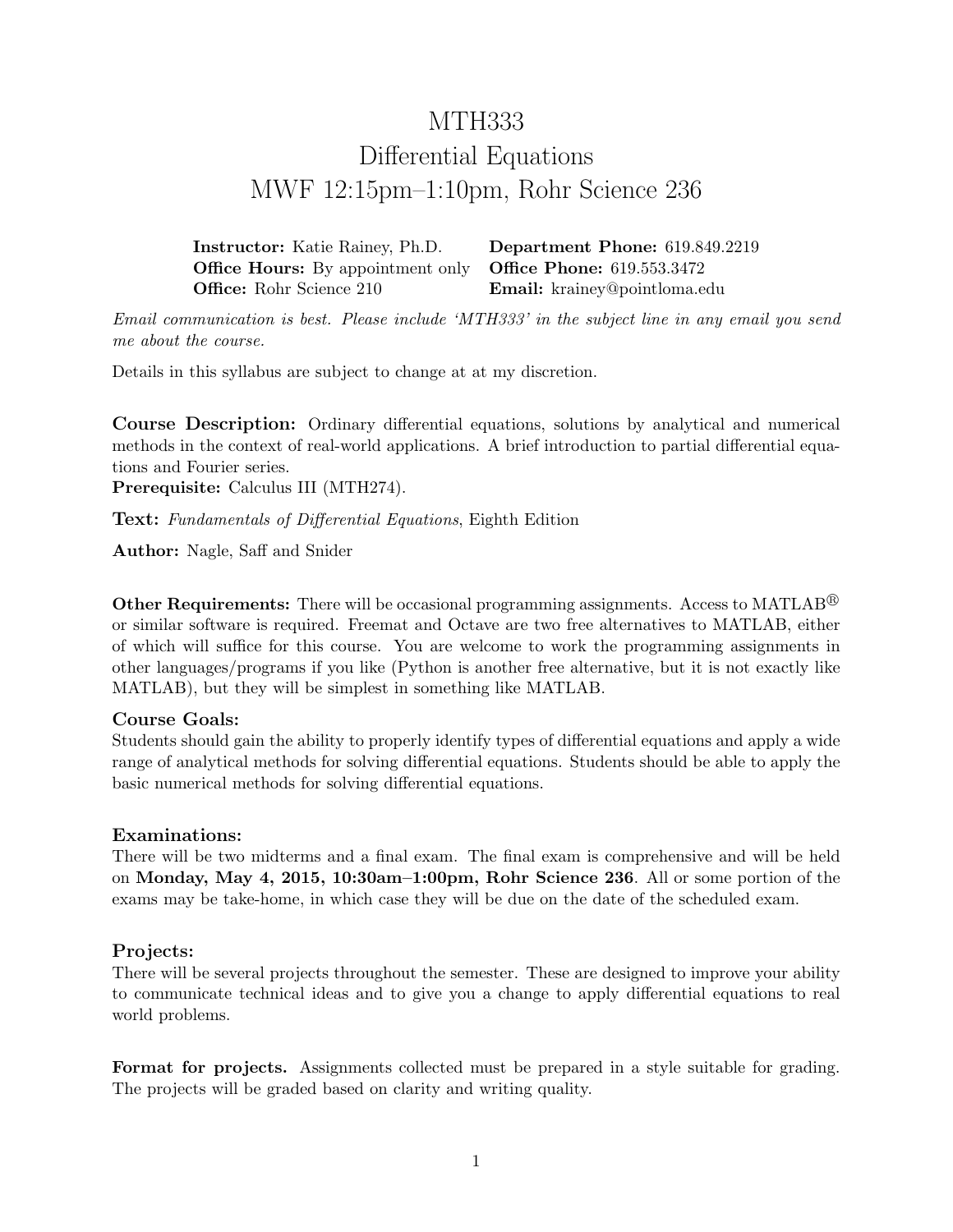# MTH333
# Differential Equations
# MWF 12:15pm–1:10pm, Rohr Science 236

**Instructor:** Katie Rainey, Ph.D.
**Office Hours:** By appointment only
**Office:** Rohr Science 210
**Department Phone:** 619.849.2219
**Office Phone:** 619.553.3472
**Email:** krainey@pointloma.edu

*Email communication is best. Please include 'MTH333' in the subject line in any email you send me about the course.*

Details in this syllabus are subject to change at at my discretion.

**Course Description:** Ordinary differential equations, solutions by analytical and numerical methods in the context of real-world applications. A brief introduction to partial differential equations and Fourier series.
**Prerequisite:** Calculus III (MTH274).

**Text:** *Fundamentals of Differential Equations*, Eighth Edition

**Author:** Nagle, Saff and Snider

**Other Requirements:** There will be occasional programming assignments. Access to MATLAB® or similar software is required. Freemat and Octave are two free alternatives to MATLAB, either of which will suffice for this course. You are welcome to work the programming assignments in other languages/programs if you like (Python is another free alternative, but it is not exactly like MATLAB), but they will be simplest in something like MATLAB.

### Course Goals:

Students should gain the ability to properly identify types of differential equations and apply a wide range of analytical methods for solving differential equations. Students should be able to apply the basic numerical methods for solving differential equations.

### Examinations:

There will be two midterms and a final exam. The final exam is comprehensive and will be held on **Monday, May 4, 2015, 10:30am–1:00pm, Rohr Science 236**. All or some portion of the exams may be take-home, in which case they will be due on the date of the scheduled exam.

### Projects:

There will be several projects throughout the semester. These are designed to improve your ability to communicate technical ideas and to give you a change to apply differential equations to real world problems.

**Format for projects.** Assignments collected must be prepared in a style suitable for grading. The projects will be graded based on clarity and writing quality.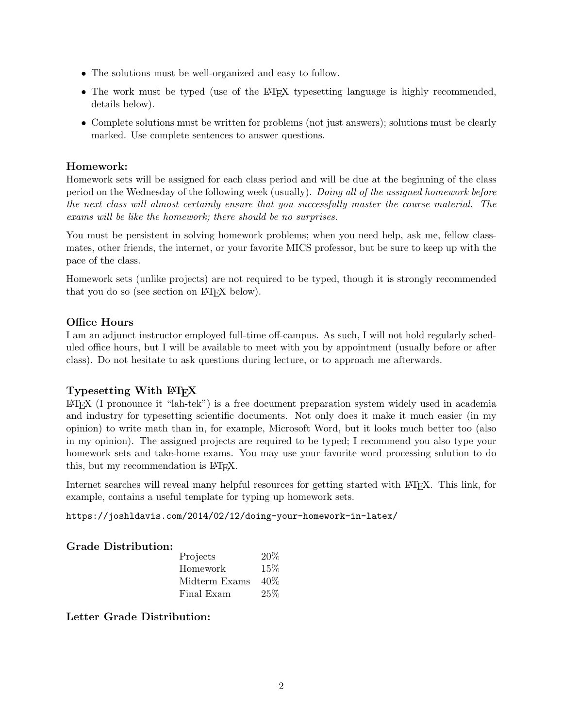- The solutions must be well-organized and easy to follow.
- The work must be typed (use of the LaTeX typesetting language is highly recommended, details below).
- Complete solutions must be written for problems (not just answers); solutions must be clearly marked. Use complete sentences to answer questions.

### Homework:

Homework sets will be assigned for each class period and will be due at the beginning of the class period on the Wednesday of the following week (usually). *Doing all of the assigned homework before the next class will almost certainly ensure that you successfully master the course material. The exams will be like the homework; there should be no surprises.*

You must be persistent in solving homework problems; when you need help, ask me, fellow classmates, other friends, the internet, or your favorite MICS professor, but be sure to keep up with the pace of the class.

Homework sets (unlike projects) are not required to be typed, though it is strongly recommended that you do so (see section on LaTeX below).

### Office Hours

I am an adjunct instructor employed full-time off-campus. As such, I will not hold regularly scheduled office hours, but I will be available to meet with you by appointment (usually before or after class). Do not hesitate to ask questions during lecture, or to approach me afterwards.

### Typesetting With LaTeX

LaTeX (I pronounce it "lah-tek") is a free document preparation system widely used in academia and industry for typesetting scientific documents. Not only does it make it much easier (in my opinion) to write math than in, for example, Microsoft Word, but it looks much better too (also in my opinion). The assigned projects are required to be typed; I recommend you also type your homework sets and take-home exams. You may use your favorite word processing solution to do this, but my recommendation is LaTeX.

Internet searches will reveal many helpful resources for getting started with LaTeX. This link, for example, contains a useful template for typing up homework sets.

`https://joshldavis.com/2014/02/12/doing-your-homework-in-latex/`

### Grade Distribution:

| | |
|---|---|
| Projects | 20% |
| Homework | 15% |
| Midterm Exams | 40% |
| Final Exam | 25% |

### Letter Grade Distribution: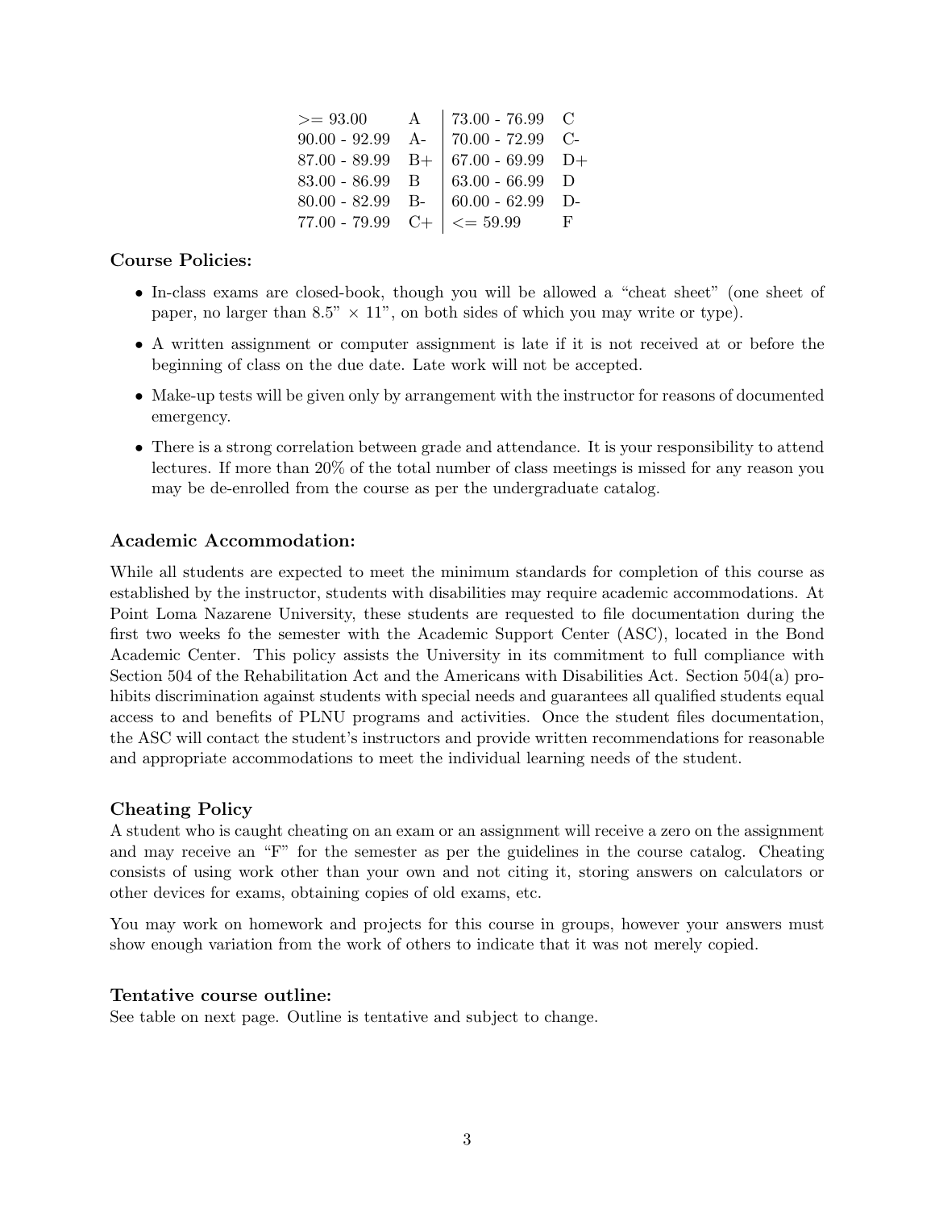| | | | |
|---|---|---|---|
| >= 93.00 | A | 73.00 - 76.99 | C |
| 90.00 - 92.99 | A- | 70.00 - 72.99 | C- |
| 87.00 - 89.99 | B+ | 67.00 - 69.99 | D+ |
| 83.00 - 86.99 | B | 63.00 - 66.99 | D |
| 80.00 - 82.99 | B- | 60.00 - 62.99 | D- |
| 77.00 - 79.99 | C+ | <= 59.99 | F |

### Course Policies:

- In-class exams are closed-book, though you will be allowed a "cheat sheet" (one sheet of paper, no larger than 8.5" × 11", on both sides of which you may write or type).
- A written assignment or computer assignment is late if it is not received at or before the beginning of class on the due date. Late work will not be accepted.
- Make-up tests will be given only by arrangement with the instructor for reasons of documented emergency.
- There is a strong correlation between grade and attendance. It is your responsibility to attend lectures. If more than 20% of the total number of class meetings is missed for any reason you may be de-enrolled from the course as per the undergraduate catalog.

### Academic Accommodation:

While all students are expected to meet the minimum standards for completion of this course as established by the instructor, students with disabilities may require academic accommodations. At Point Loma Nazarene University, these students are requested to file documentation during the first two weeks fo the semester with the Academic Support Center (ASC), located in the Bond Academic Center. This policy assists the University in its commitment to full compliance with Section 504 of the Rehabilitation Act and the Americans with Disabilities Act. Section 504(a) prohibits discrimination against students with special needs and guarantees all qualified students equal access to and benefits of PLNU programs and activities. Once the student files documentation, the ASC will contact the student's instructors and provide written recommendations for reasonable and appropriate accommodations to meet the individual learning needs of the student.

### Cheating Policy

A student who is caught cheating on an exam or an assignment will receive a zero on the assignment and may receive an "F" for the semester as per the guidelines in the course catalog. Cheating consists of using work other than your own and not citing it, storing answers on calculators or other devices for exams, obtaining copies of old exams, etc.

You may work on homework and projects for this course in groups, however your answers must show enough variation from the work of others to indicate that it was not merely copied.

### Tentative course outline:

See table on next page. Outline is tentative and subject to change.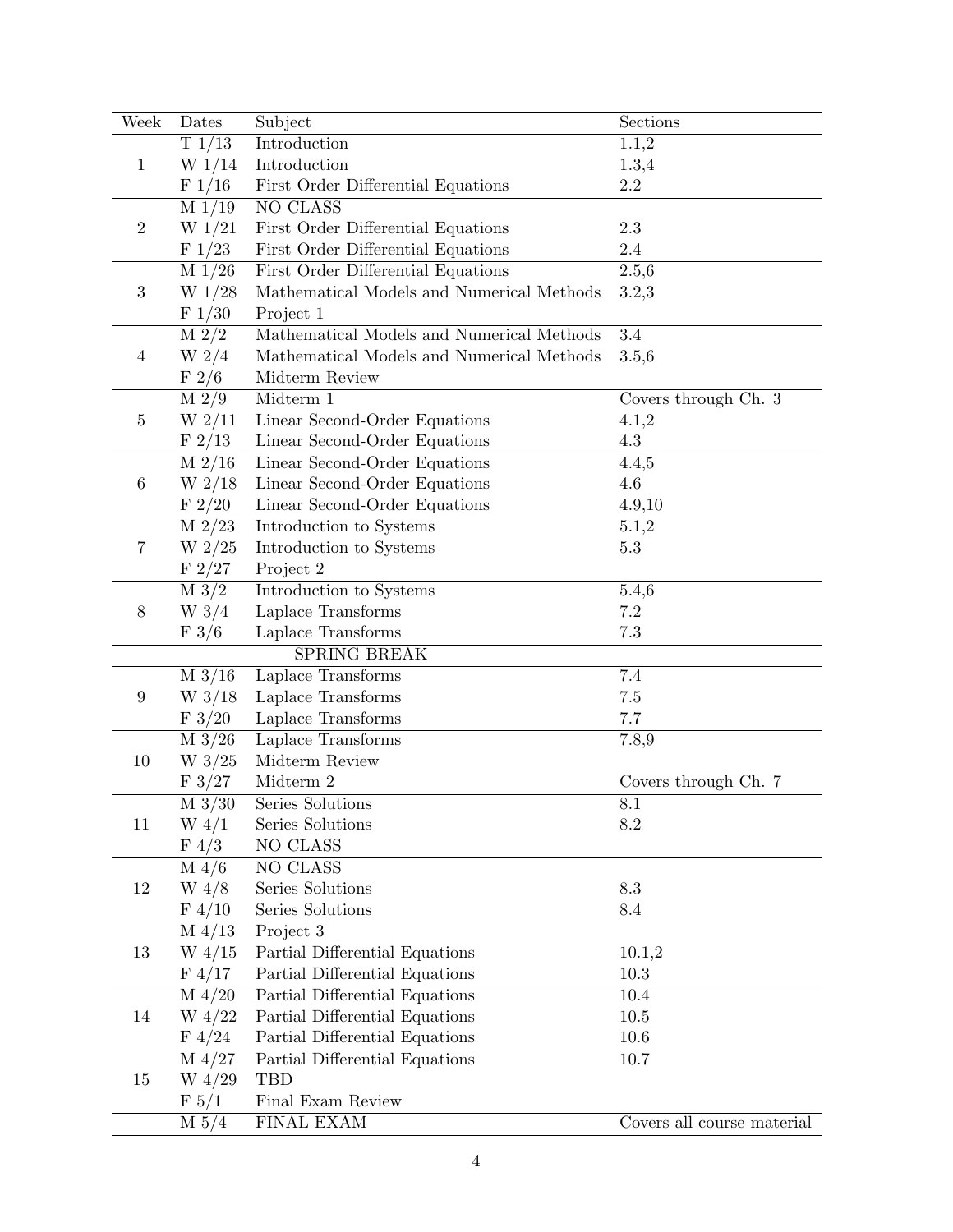| Week | Dates | Subject | Sections |
|---|---|---|---|
| 1 | T 1/13 | Introduction | 1.1,2 |
| | W 1/14 | Introduction | 1.3,4 |
| | F 1/16 | First Order Differential Equations | 2.2 |
| 2 | M 1/19 | NO CLASS | |
| | W 1/21 | First Order Differential Equations | 2.3 |
| | F 1/23 | First Order Differential Equations | 2.4 |
| 3 | M 1/26 | First Order Differential Equations | 2.5,6 |
| | W 1/28 | Mathematical Models and Numerical Methods | 3.2,3 |
| | F 1/30 | Project 1 | |
| 4 | M 2/2 | Mathematical Models and Numerical Methods | 3.4 |
| | W 2/4 | Mathematical Models and Numerical Methods | 3.5,6 |
| | F 2/6 | Midterm Review | |
| 5 | M 2/9 | Midterm 1 | Covers through Ch. 3 |
| | W 2/11 | Linear Second-Order Equations | 4.1,2 |
| | F 2/13 | Linear Second-Order Equations | 4.3 |
| 6 | M 2/16 | Linear Second-Order Equations | 4.4,5 |
| | W 2/18 | Linear Second-Order Equations | 4.6 |
| | F 2/20 | Linear Second-Order Equations | 4.9,10 |
| 7 | M 2/23 | Introduction to Systems | 5.1,2 |
| | W 2/25 | Introduction to Systems | 5.3 |
| | F 2/27 | Project 2 | |
| 8 | M 3/2 | Introduction to Systems | 5.4,6 |
| | W 3/4 | Laplace Transforms | 7.2 |
| | F 3/6 | Laplace Transforms | 7.3 |
| | | SPRING BREAK | |
| 9 | M 3/16 | Laplace Transforms | 7.4 |
| | W 3/18 | Laplace Transforms | 7.5 |
| | F 3/20 | Laplace Transforms | 7.7 |
| 10 | M 3/26 | Laplace Transforms | 7.8,9 |
| | W 3/25 | Midterm Review | |
| | F 3/27 | Midterm 2 | Covers through Ch. 7 |
| 11 | M 3/30 | Series Solutions | 8.1 |
| | W 4/1 | Series Solutions | 8.2 |
| | F 4/3 | NO CLASS | |
| 12 | M 4/6 | NO CLASS | |
| | W 4/8 | Series Solutions | 8.3 |
| | F 4/10 | Series Solutions | 8.4 |
| 13 | M 4/13 | Project 3 | |
| | W 4/15 | Partial Differential Equations | 10.1,2 |
| | F 4/17 | Partial Differential Equations | 10.3 |
| 14 | M 4/20 | Partial Differential Equations | 10.4 |
| | W 4/22 | Partial Differential Equations | 10.5 |
| | F 4/24 | Partial Differential Equations | 10.6 |
| 15 | M 4/27 | Partial Differential Equations | 10.7 |
| | W 4/29 | TBD | |
| | F 5/1 | Final Exam Review | |
| | M 5/4 | FINAL EXAM | Covers all course material |